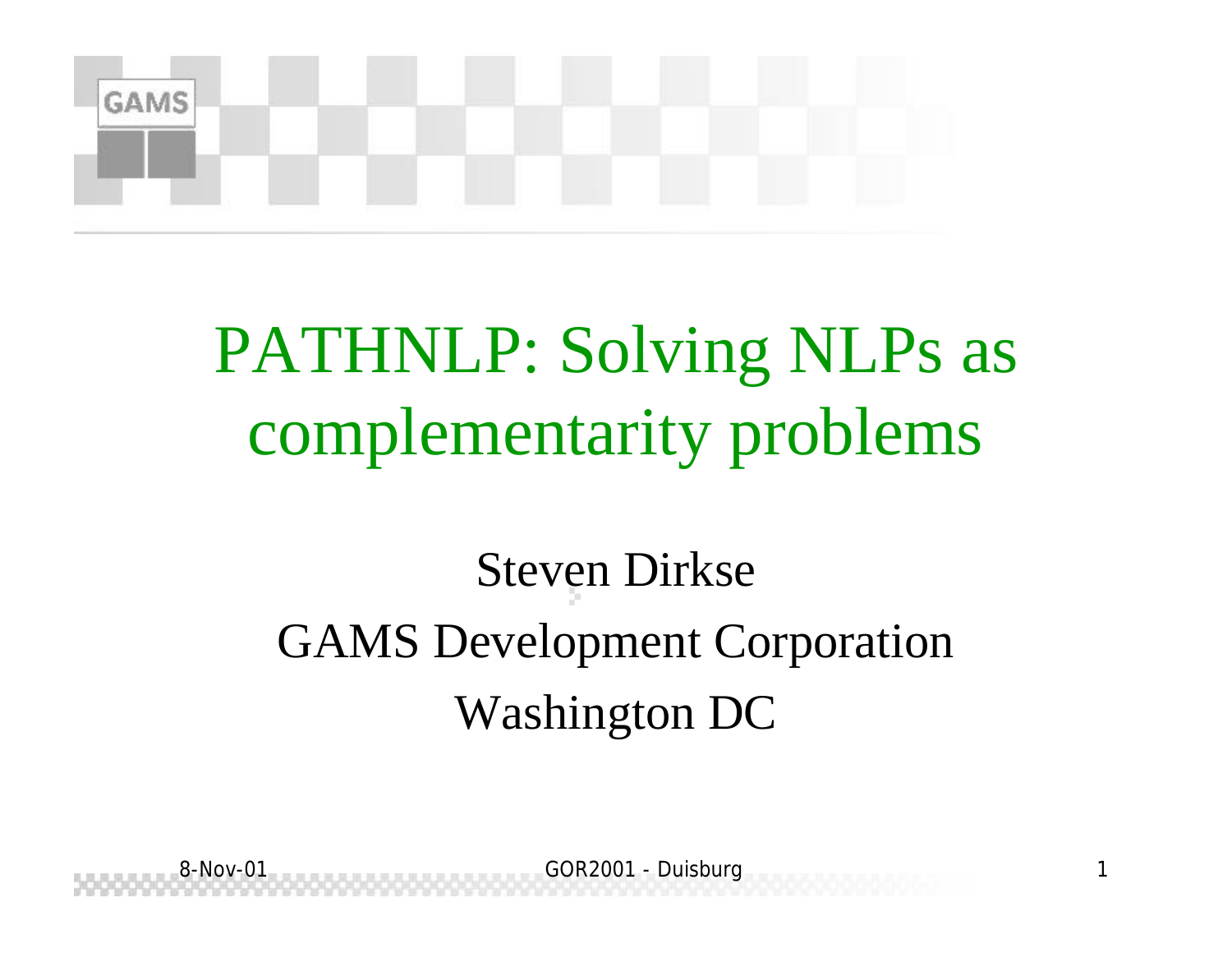# PATHNLP: Solving NLPs as complementarity problems

Steven Dirkse

GAMS Development Corporation

Washington DC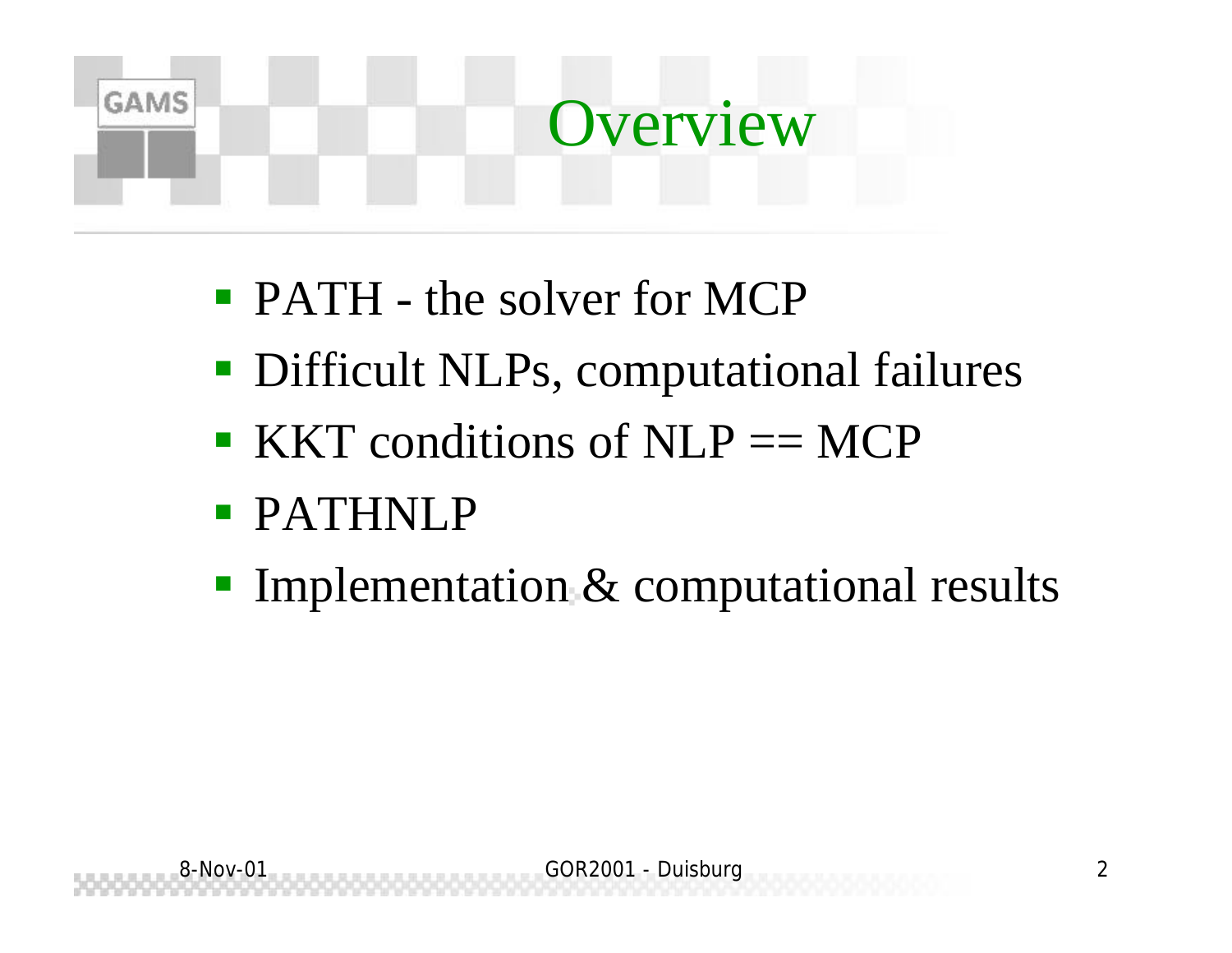# Overview

- PATH - the solver for MCP
- Difficult NLPs, computational failures
- KKT conditions of NLP == MCP
- PATHNLP
- Implementation & computational results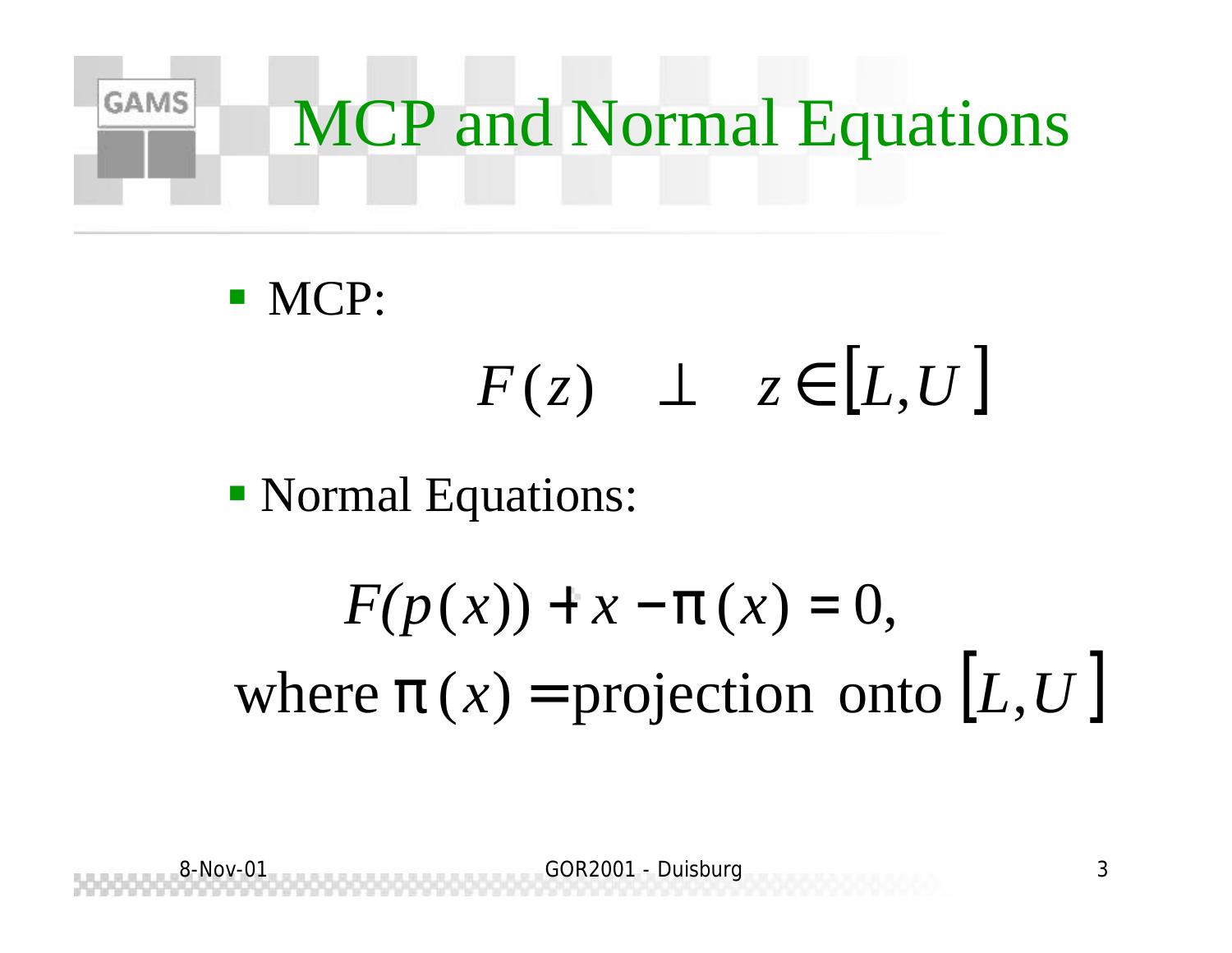# MCP and Normal Equations

- MCP:

$$F(z) \quad \perp \quad z \in [L, U]$$

- Normal Equations:

$$F(p(x)) + x - \pi(x) = 0,$$

$$\text{where } \pi(x) = \text{projection onto } [L, U]$$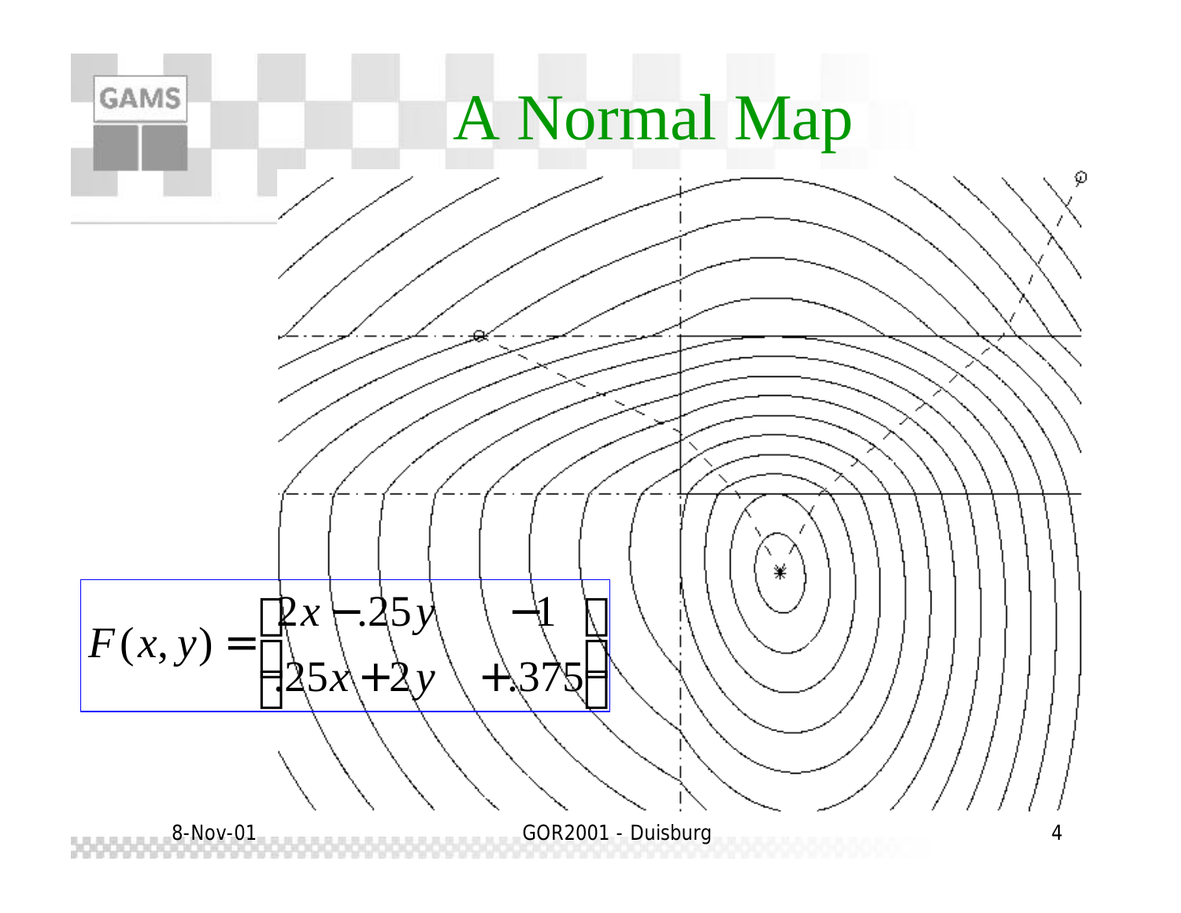# A Normal Map

$$F(x,y) = \begin{bmatrix} 2x - .25y & -1 \\ .25x + 2y & +.375 \end{bmatrix}$$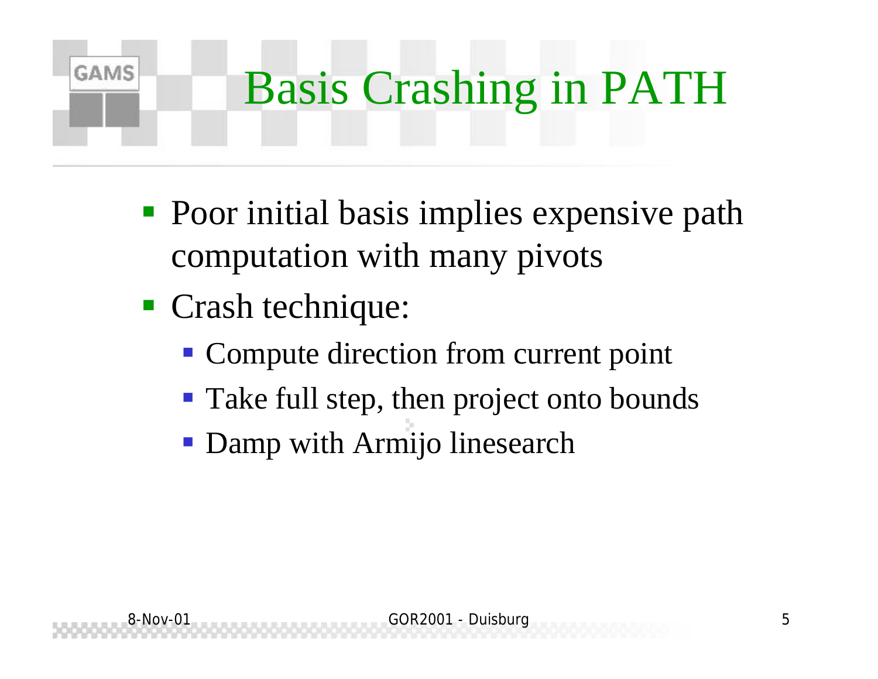# Basis Crashing in PATH

- Poor initial basis implies expensive path computation with many pivots
- Crash technique:
  - Compute direction from current point
  - Take full step, then project onto bounds
  - Damp with Armijo linesearch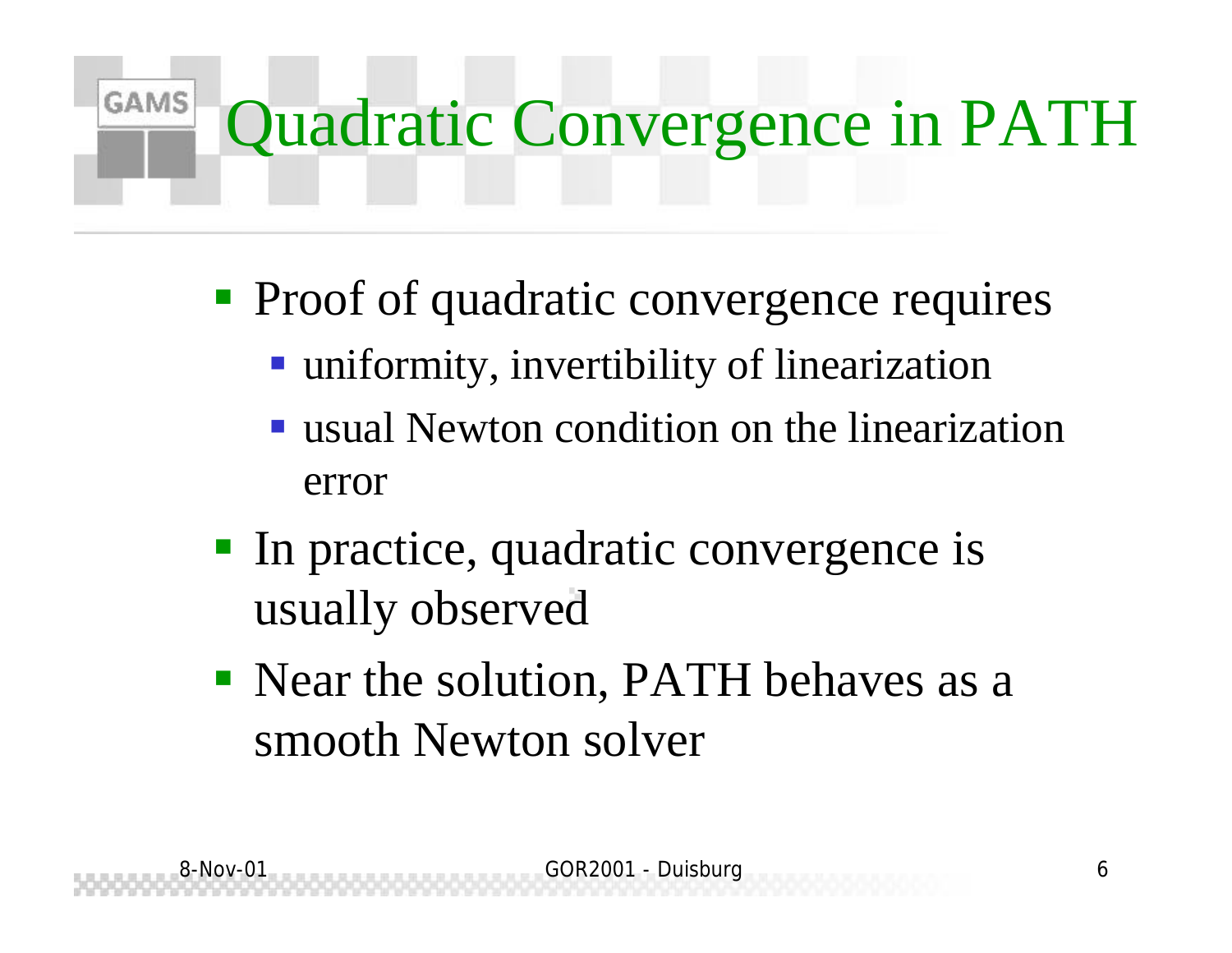# Quadratic Convergence in PATH

- Proof of quadratic convergence requires
  - uniformity, invertibility of linearization
  - usual Newton condition on the linearization error
- In practice, quadratic convergence is usually observed
- Near the solution, PATH behaves as a smooth Newton solver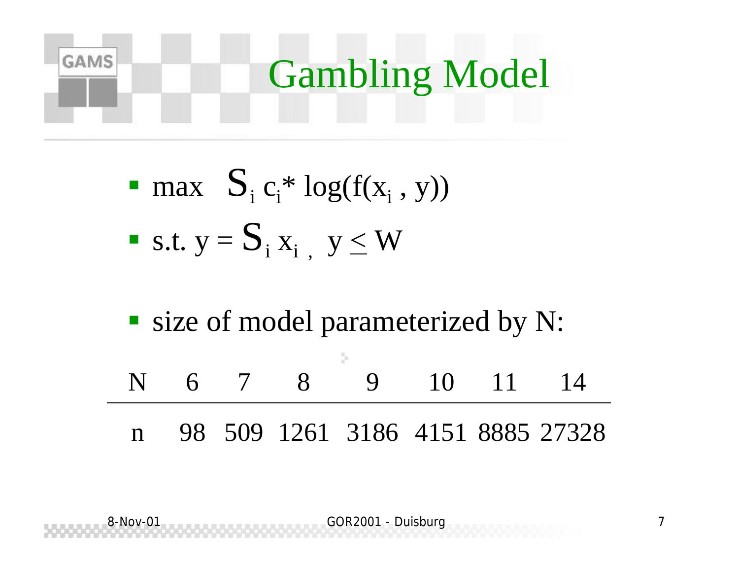# Gambling Model

- max $\sum_i c_i * \log(f(x_i, y))$
- s.t. $y = \sum_i x_i$ , $y \leq W$

- size of model parameterized by N:

| N | 6 | 7 | 8 | 9 | 10 | 11 | 14 |
|---|---|---|---|---|---|---|---|
| n | 98 | 509 | 1261 | 3186 | 4151 | 8885 | 27328 |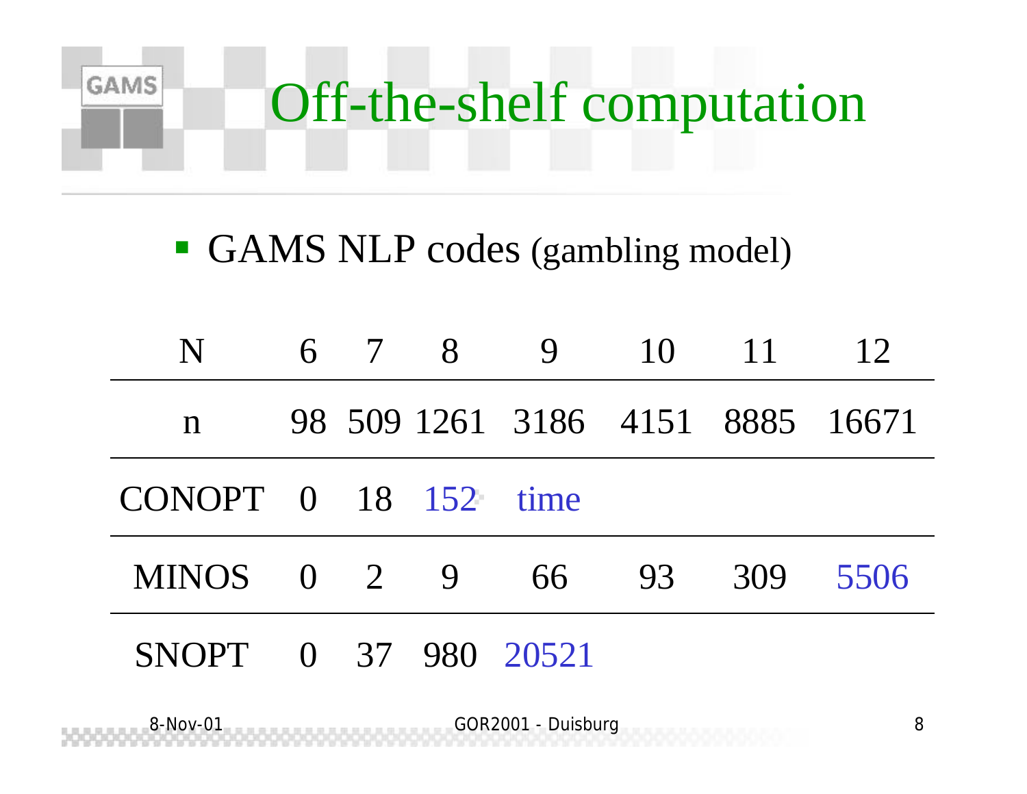# Off-the-shelf computation

- GAMS NLP codes (gambling model)

| N | 6 | 7 | 8 | 9 | 10 | 11 | 12 |
|---|---|---|---|---|---|---|---|
| n | 98 | 509 | 1261 | 3186 | 4151 | 8885 | 16671 |
| CONOPT | 0 | 18 | 152 | time | | | |
| MINOS | 0 | 2 | 9 | 66 | 93 | 309 | 5506 |
| SNOPT | 0 | 37 | 980 | 20521 | | | |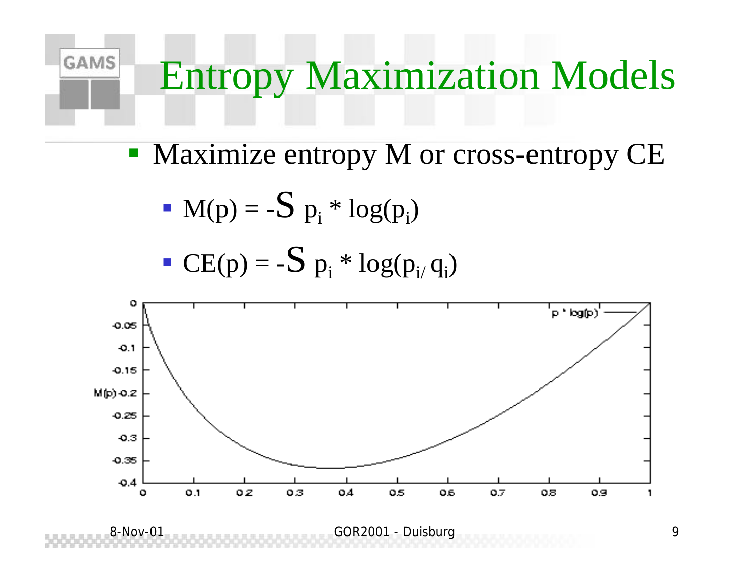# Entropy Maximization Models

- Maximize entropy M or cross-entropy CE
  - $M(p) = -\sum p_i * \log(p_i)$
  - $CE(p) = -\sum p_i * \log(p_i / q_i)$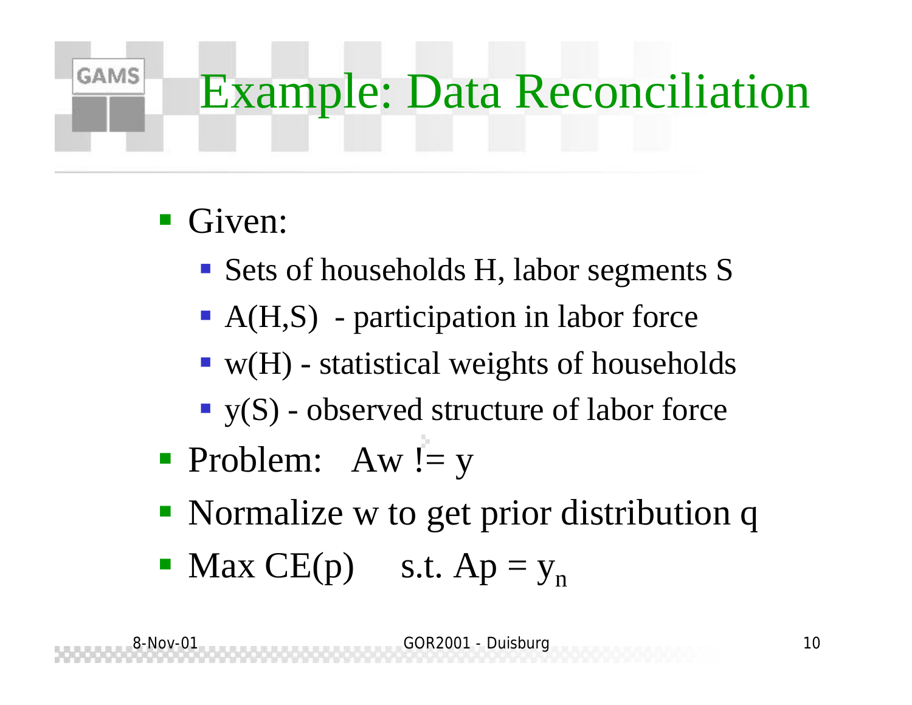# Example: Data Reconciliation

- Given:
  - Sets of households H, labor segments S
  - A(H,S) - participation in labor force
  - w(H) - statistical weights of households
  - y(S) - observed structure of labor force
- Problem: Aw != y
- Normalize w to get prior distribution q
- Max CE(p) s.t. $Ap = y_n$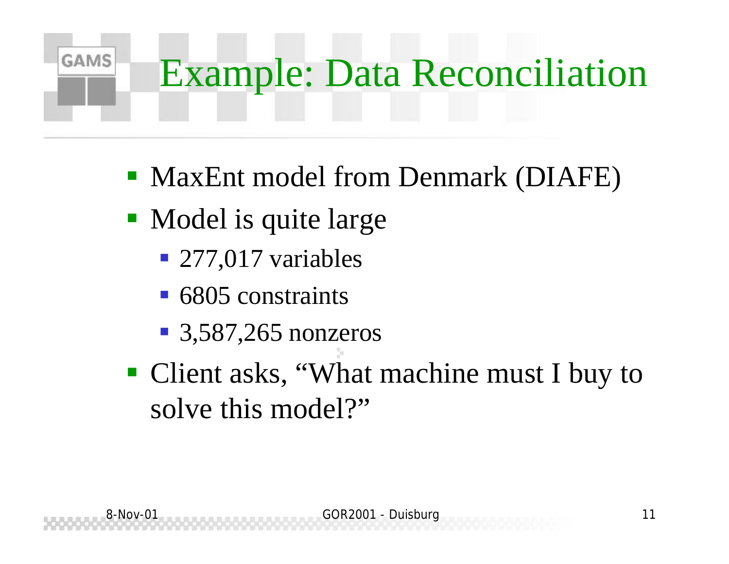# Example: Data Reconciliation

- MaxEnt model from Denmark (DIAFE)
- Model is quite large
  - 277,017 variables
  - 6805 constraints
  - 3,587,265 nonzeros
- Client asks, “What machine must I buy to solve this model?”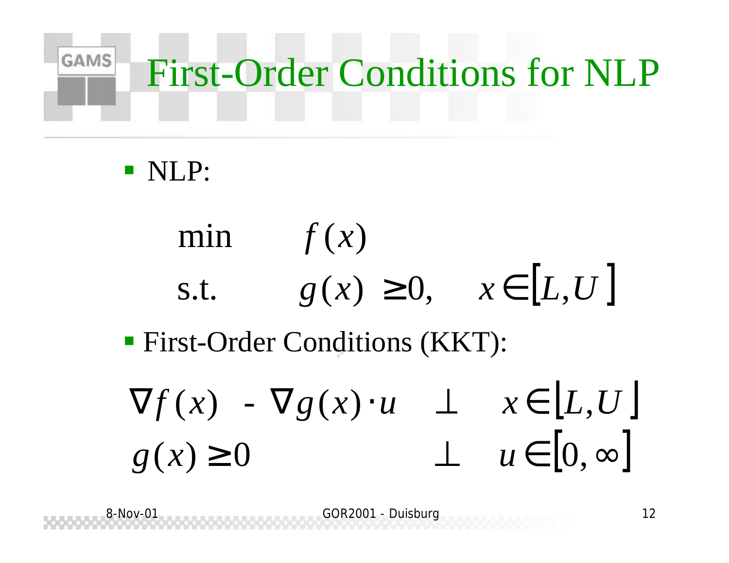# First-Order Conditions for NLP

- NLP:

$$
\begin{array}{lll}
\min & f(x) & \\
\text{s.t.} & g(x) \geq 0, & x \in [L, U]
\end{array}
$$

- First-Order Conditions (KKT):

$$
\begin{array}{lll}
\nabla f(x) - \nabla g(x) \cdot u & \perp & x \in [L, U] \\
g(x) \geq 0 & \perp & u \in [0, \infty]
\end{array}
$$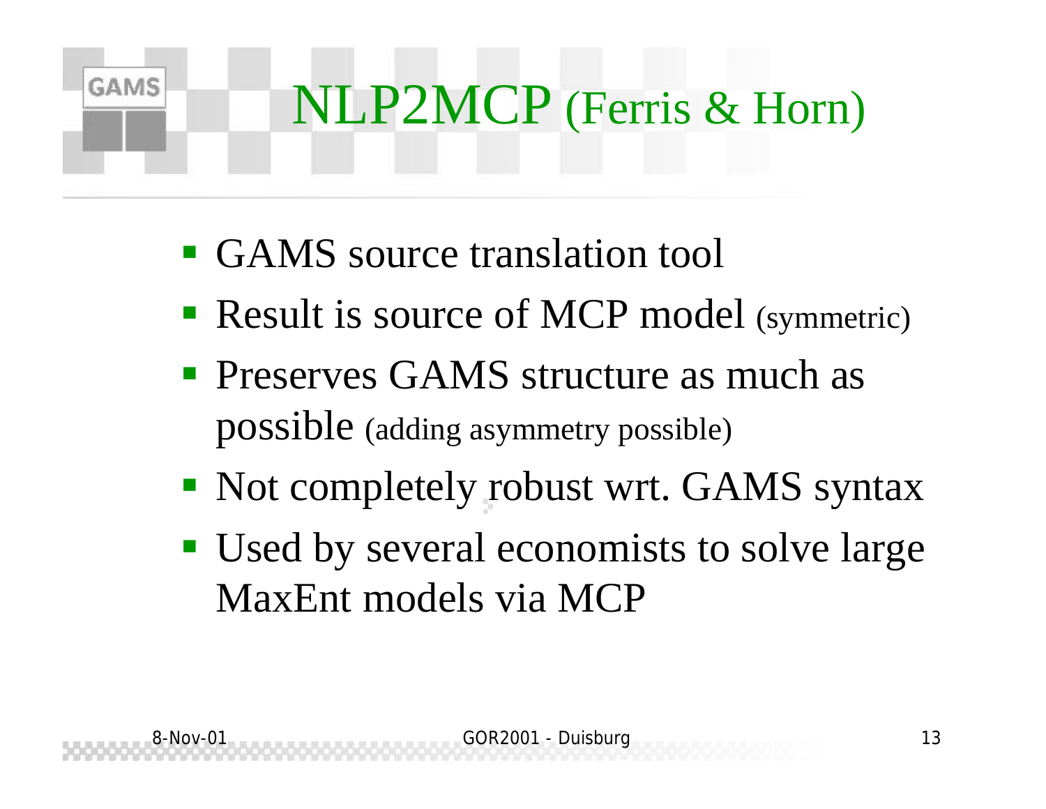# NLP2MCP (Ferris & Horn)

- GAMS source translation tool
- Result is source of MCP model (symmetric)
- Preserves GAMS structure as much as possible (adding asymmetry possible)
- Not completely robust wrt. GAMS syntax
- Used by several economists to solve large MaxEnt models via MCP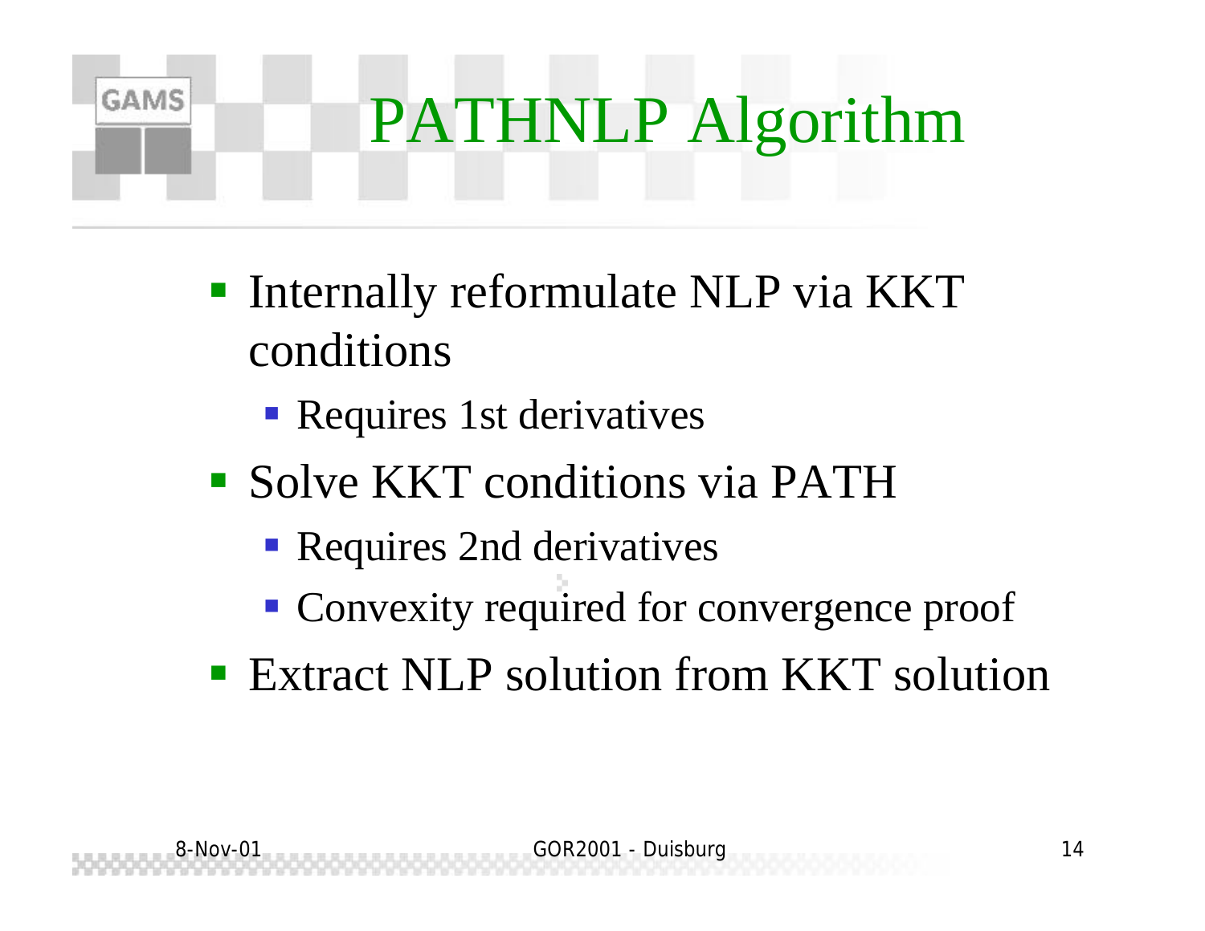# PATHNLP Algorithm

- Internally reformulate NLP via KKT conditions
  - Requires 1st derivatives
- Solve KKT conditions via PATH
  - Requires 2nd derivatives
  - Convexity required for convergence proof
- Extract NLP solution from KKT solution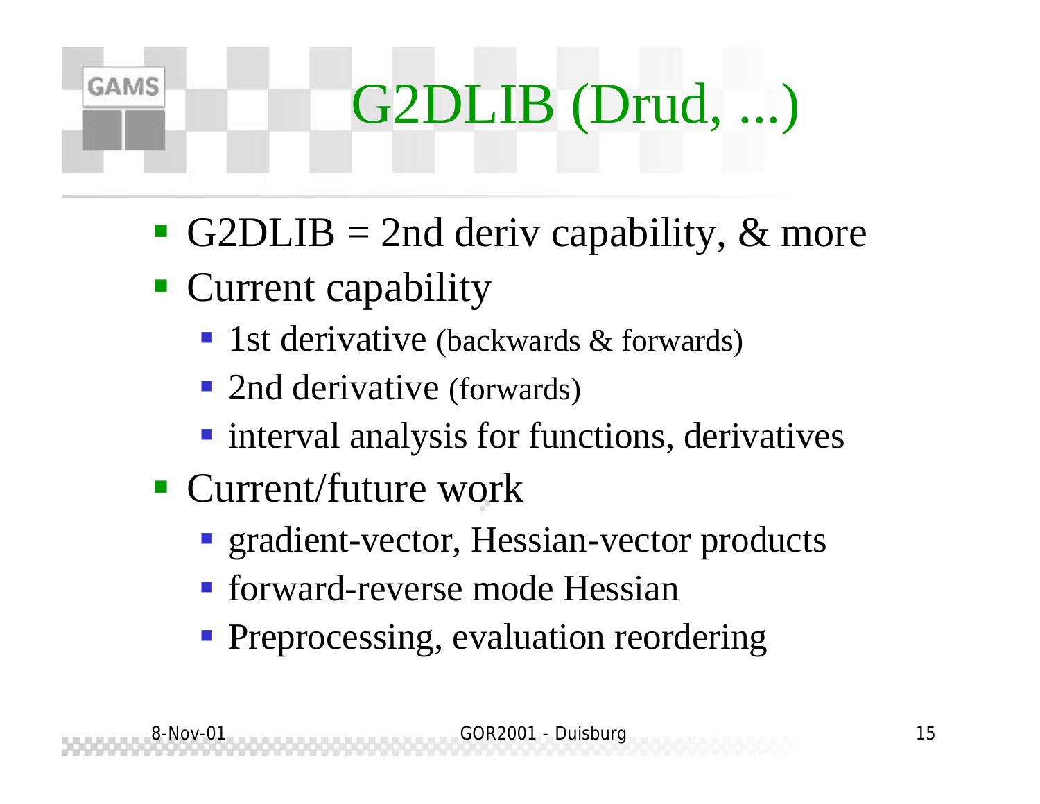# G2DLIB (Drud, ...)

- G2DLIB = 2nd deriv capability, & more
- Current capability
  - 1st derivative (backwards & forwards)
  - 2nd derivative (forwards)
  - interval analysis for functions, derivatives
- Current/future work
  - gradient-vector, Hessian-vector products
  - forward-reverse mode Hessian
  - Preprocessing, evaluation reordering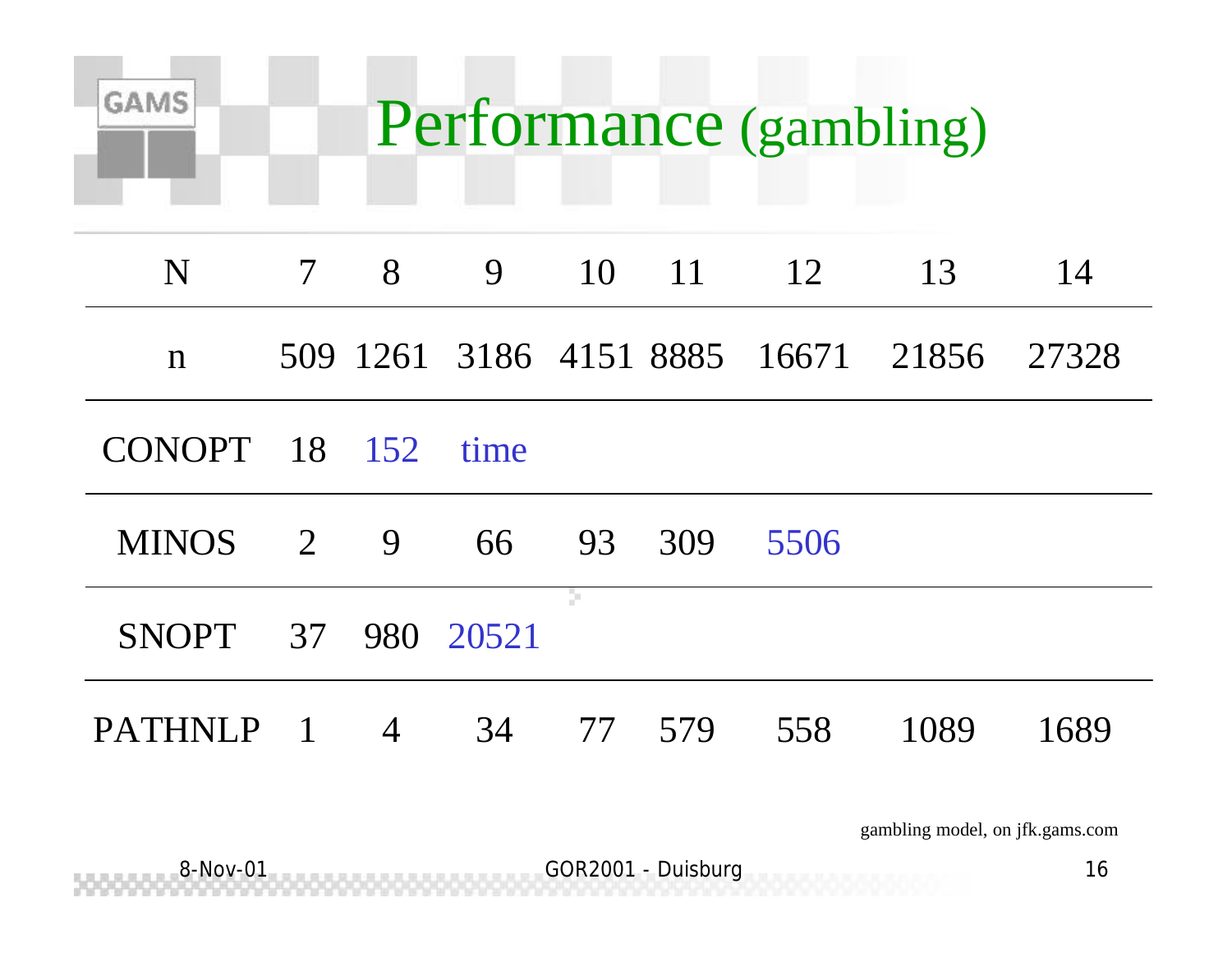# Performance (gambling)

| N | 7 | 8 | 9 | 10 | 11 | 12 | 13 | 14 |
|---|---|---|---|---|---|---|---|---|
| n | 509 | 1261 | 3186 | 4151 | 8885 | 16671 | 21856 | 27328 |
| CONOPT | 18 | 152 | time | | | | | |
| MINOS | 2 | 9 | 66 | 93 | 309 | 5506 | | |
| SNOPT | 37 | 980 | 20521 | | | | | |
| PATHNLP | 1 | 4 | 34 | 77 | 579 | 558 | 1089 | 1689 |

gambling model, on jfk.gams.com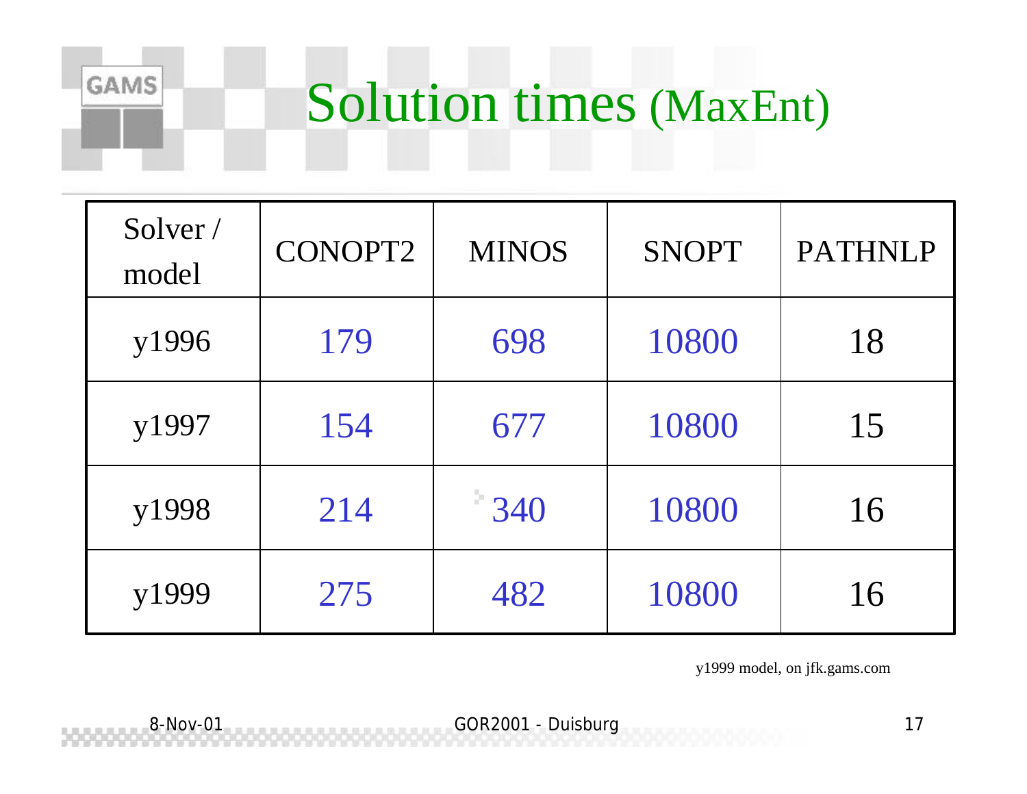# Solution times (MaxEnt)

| Solver / model | CONOPT2 | MINOS | SNOPT | PATHNLP |
|---|---|---|---|---|
| y1996 | 179 | 698 | 10800 | 18 |
| y1997 | 154 | 677 | 10800 | 15 |
| y1998 | 214 | 340 | 10800 | 16 |
| y1999 | 275 | 482 | 10800 | 16 |

y1999 model, on jfk.gams.com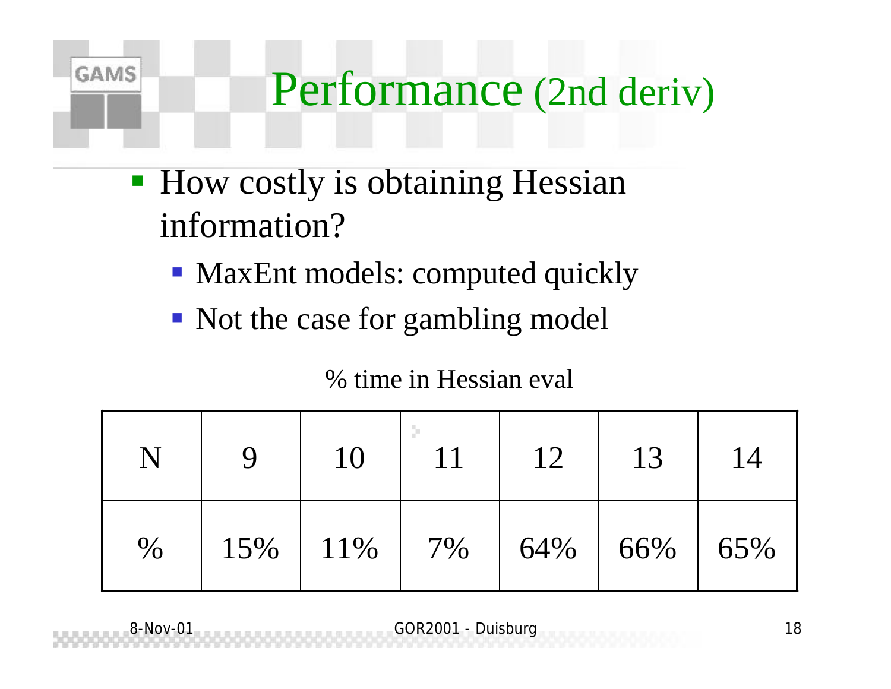# Performance (2nd deriv)

- How costly is obtaining Hessian information?
  - MaxEnt models: computed quickly
  - Not the case for gambling model

% time in Hessian eval

| N | 9 | 10 | 11 | 12 | 13 | 14 |
|---|---|---|---|---|---|---|
| % | 15% | 11% | 7% | 64% | 66% | 65% |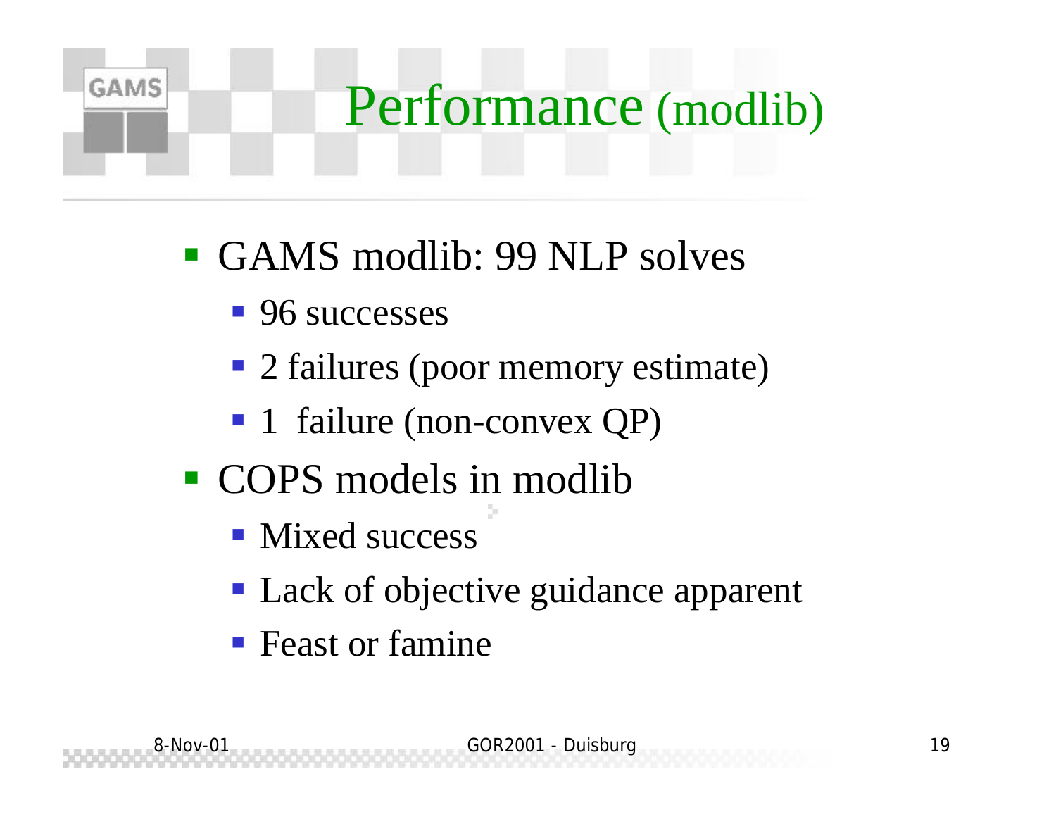# Performance (modlib)

- GAMS modlib: 99 NLP solves
  - 96 successes
  - 2 failures (poor memory estimate)
  - 1 failure (non-convex QP)
- COPS models in modlib
  - Mixed success
  - Lack of objective guidance apparent
  - Feast or famine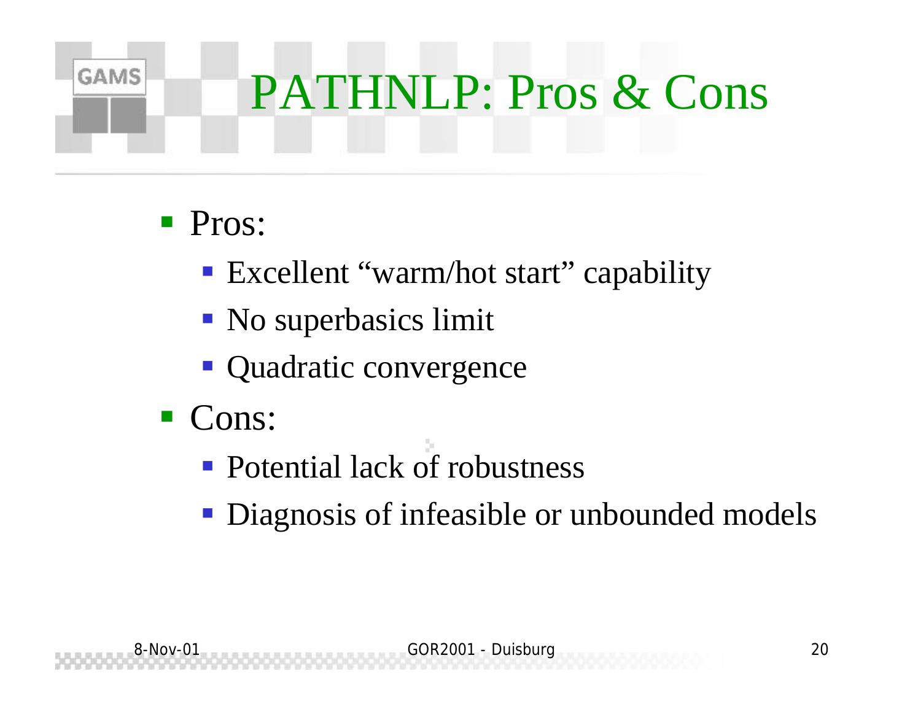# PATHNLP: Pros & Cons

- Pros:
  - Excellent “warm/hot start” capability
  - No superbasics limit
  - Quadratic convergence
- Cons:
  - Potential lack of robustness
  - Diagnosis of infeasible or unbounded models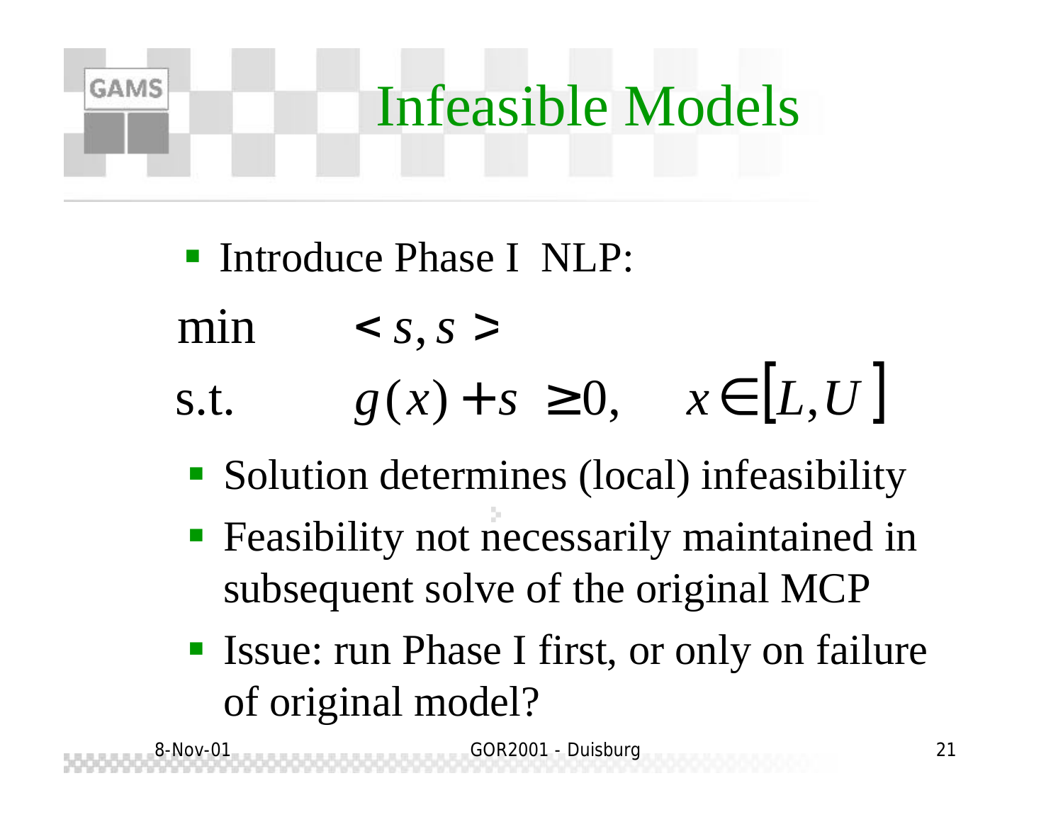# Infeasible Models

- Introduce Phase I NLP:

$$
\begin{aligned}
\min \quad & \langle s, s \rangle \\
\text{s.t.} \quad & g(x) + s \geq 0, \quad x \in [L, U]
\end{aligned}
$$

  - Solution determines (local) infeasibility
  - Feasibility not necessarily maintained in subsequent solve of the original MCP
  - Issue: run Phase I first, or only on failure of original model?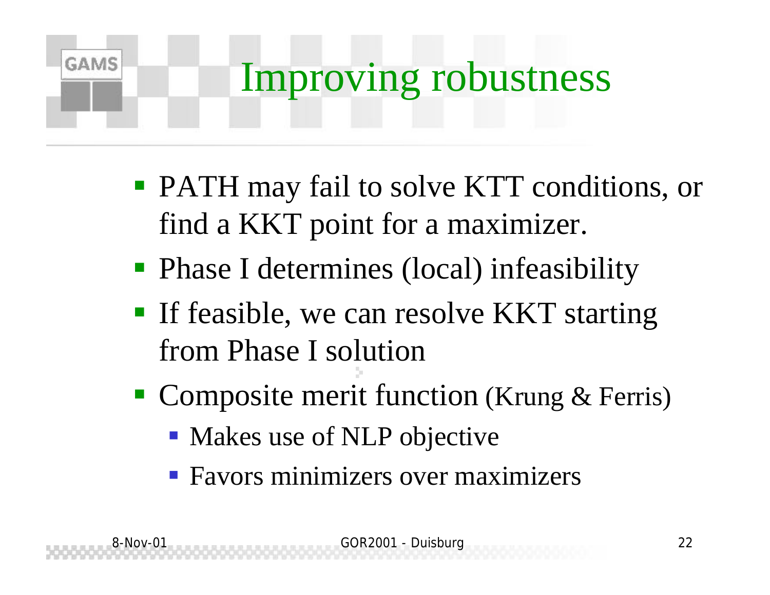# Improving robustness

- PATH may fail to solve KTT conditions, or find a KKT point for a maximizer.
- Phase I determines (local) infeasibility
- If feasible, we can resolve KKT starting from Phase I solution
- Composite merit function (Krung & Ferris)
  - Makes use of NLP objective
  - Favors minimizers over maximizers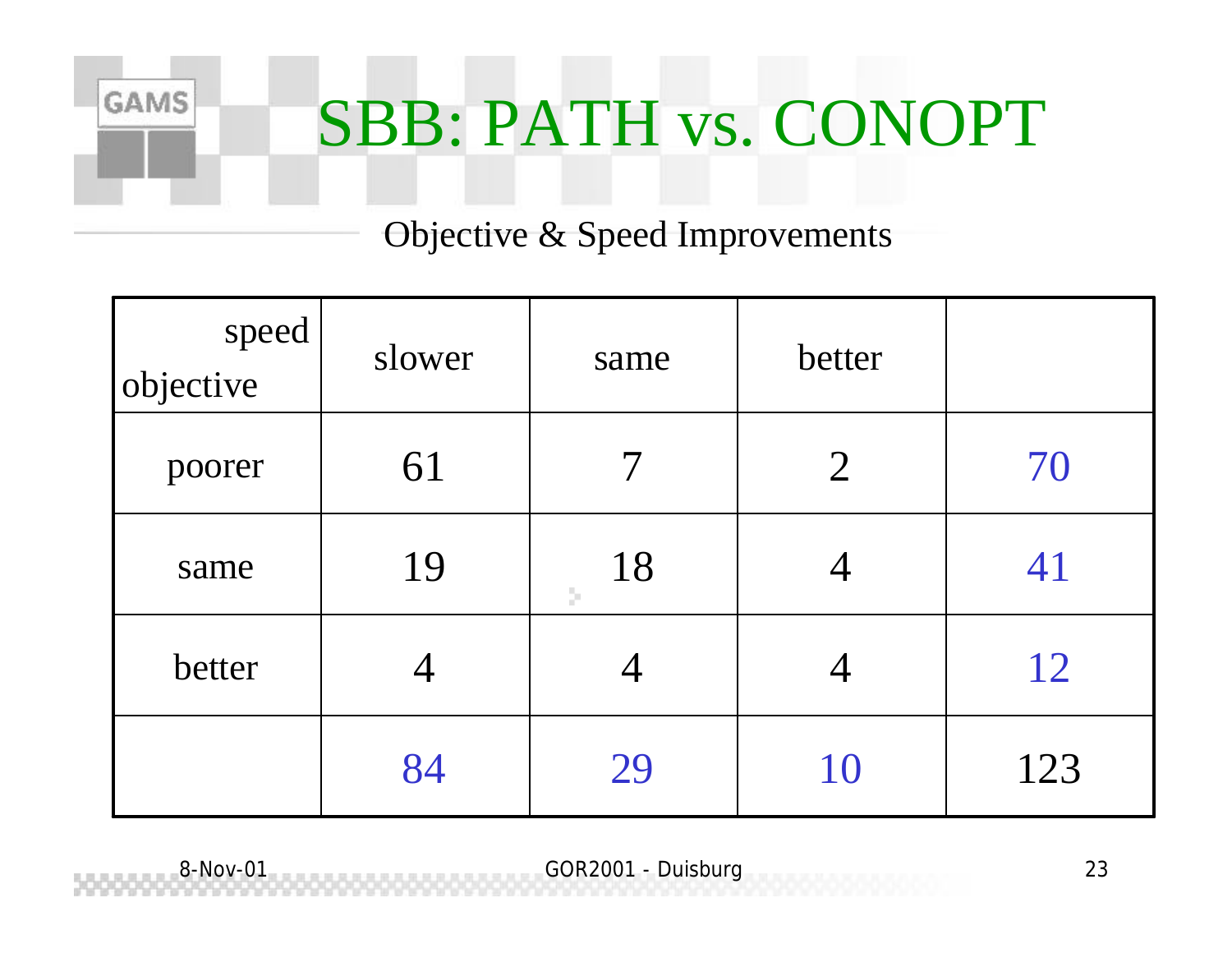# SBB: PATH vs. CONOPT

Objective & Speed Improvements

| speed / objective | slower | same | better | |
|---|---|---|---|---|
| poorer | 61 | 7 | 2 | 70 |
| same | 19 | 18 | 4 | 41 |
| better | 4 | 4 | 4 | 12 |
| | 84 | 29 | 10 | 123 |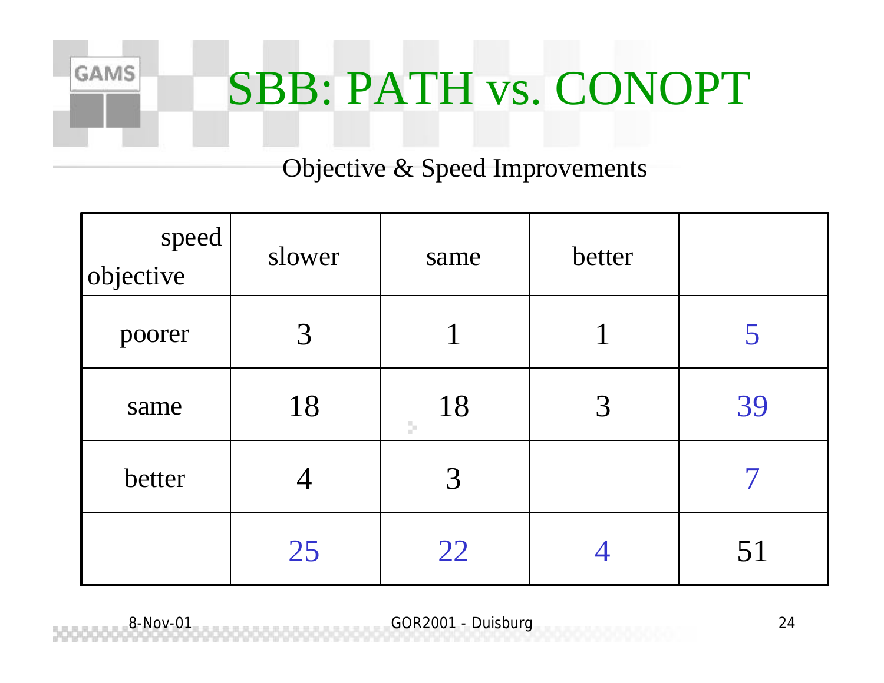# SBB: PATH vs. CONOPT

Objective & Speed Improvements

| speed / objective | slower | same | better | |
|---|---|---|---|---|
| poorer | 3 | 1 | 1 | 5 |
| same | 18 | 18 | 3 | 39 |
| better | 4 | 3 | | 7 |
| | 25 | 22 | 4 | 51 |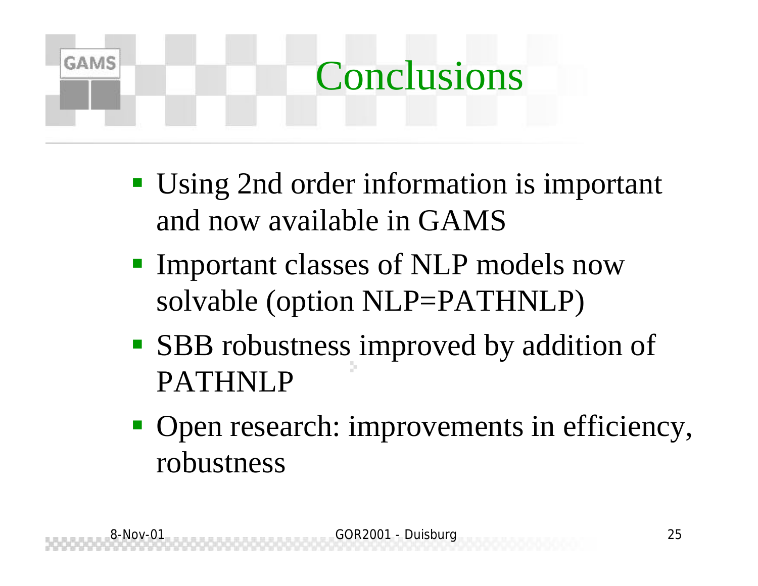# Conclusions

- Using 2nd order information is important and now available in GAMS
- Important classes of NLP models now solvable (option NLP=PATHNLP)
- SBB robustness improved by addition of PATHNLP
- Open research: improvements in efficiency, robustness